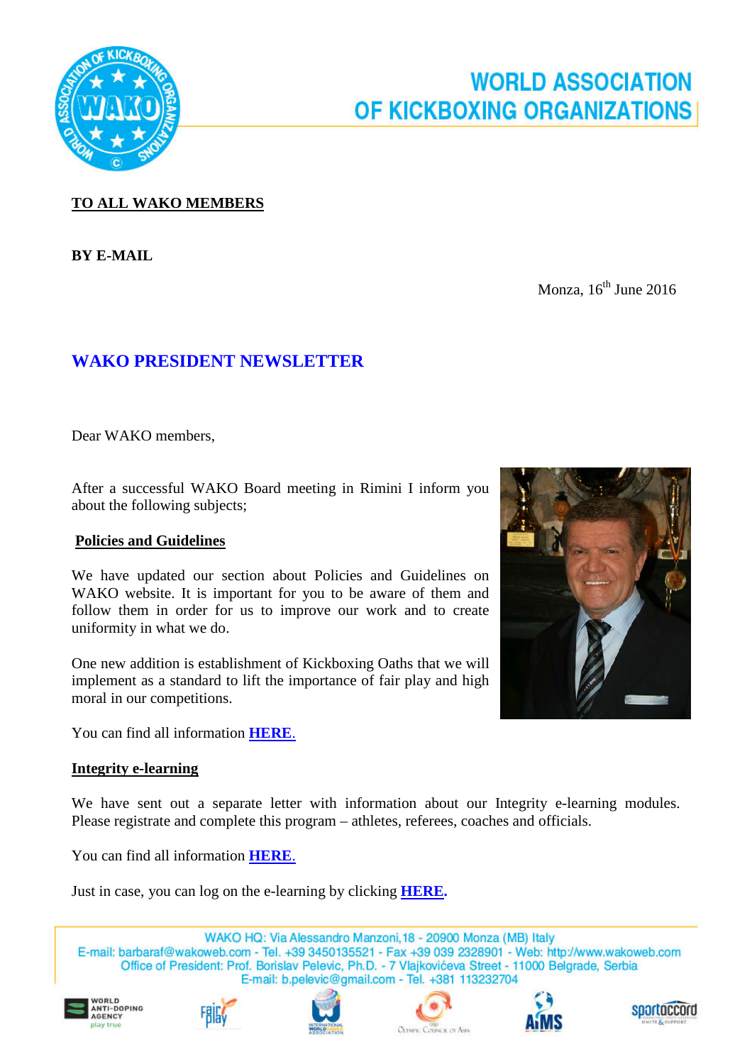# WORLD ASSOCIATION OF KICKBOXING ORGANIZATIONS

**TO ALL WAKO MEMBERS**

**BY E-MAIL**

Monza, 16th June 2016

## WAKO PRESIDENT NEWSLETTER

Dear WAKO members,

After a successful WAKO Board meeting in Rimini I inform you about the following subjects;

**Policies and Guidelines**

We have updated our section about Policies and Guidelines on WAKO website. It is important for you to be aware of them and follow them in order for us to improve our work and to create uniformity in what we do.

One new addition is establishment of Kickboxing Oaths that we will implement as a standard to lift the importance of fair play and high moral in our competitions.

You can find all information **HERE**.

**Integrity e-learning**

We have sent out a separate letter with information about our Integrity e-learning modules. Please registrate and complete this program – athletes, referees, coaches and officials.

You can find all information **HERE**.

Just in case, you can log on the e-learning by clicking **HERE**.

WAKO HQ: Via Alessandro Manzoni,18 - 20900 Monza (MB) Italy
E-mail: barbaraf@wakoweb.com - Tel. +39 3450135521 - Fax +39 039 2328901 - Web: http://www.wakoweb.com
Office of President: Prof. Borislav Pelevic, Ph.D. - 7 Vlajkovićeva Street - 11000 Belgrade, Serbia
E-mail: b.pelevic@gmail.com - Tel. +381 113232704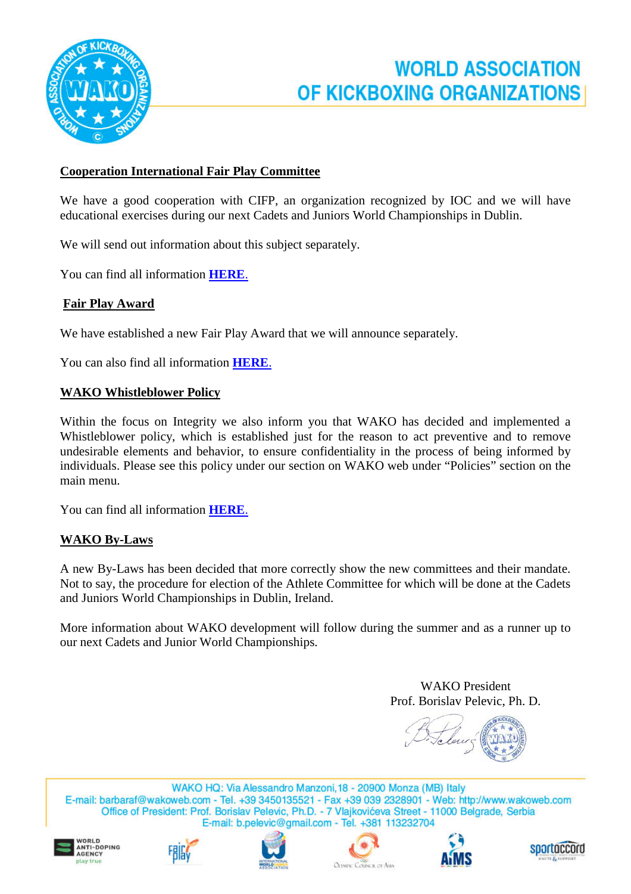## Cooperation International Fair Play Committee

We have a good cooperation with CIFP, an organization recognized by IOC and we will have educational exercises during our next Cadets and Juniors World Championships in Dublin.

We will send out information about this subject separately.

You can find all information **HERE**.

## Fair Play Award

We have established a new Fair Play Award that we will announce separately.

You can also find all information **HERE**.

## WAKO Whistleblower Policy

Within the focus on Integrity we also inform you that WAKO has decided and implemented a Whistleblower policy, which is established just for the reason to act preventive and to remove undesirable elements and behavior, to ensure confidentiality in the process of being informed by individuals. Please see this policy under our section on WAKO web under "Policies" section on the main menu.

You can find all information **HERE**.

## WAKO By-Laws

A new By-Laws has been decided that more correctly show the new committees and their mandate. Not to say, the procedure for election of the Athlete Committee for which will be done at the Cadets and Juniors World Championships in Dublin, Ireland.

More information about WAKO development will follow during the summer and as a runner up to our next Cadets and Junior World Championships.

WAKO President
Prof. Borislav Pelevic, Ph. D.